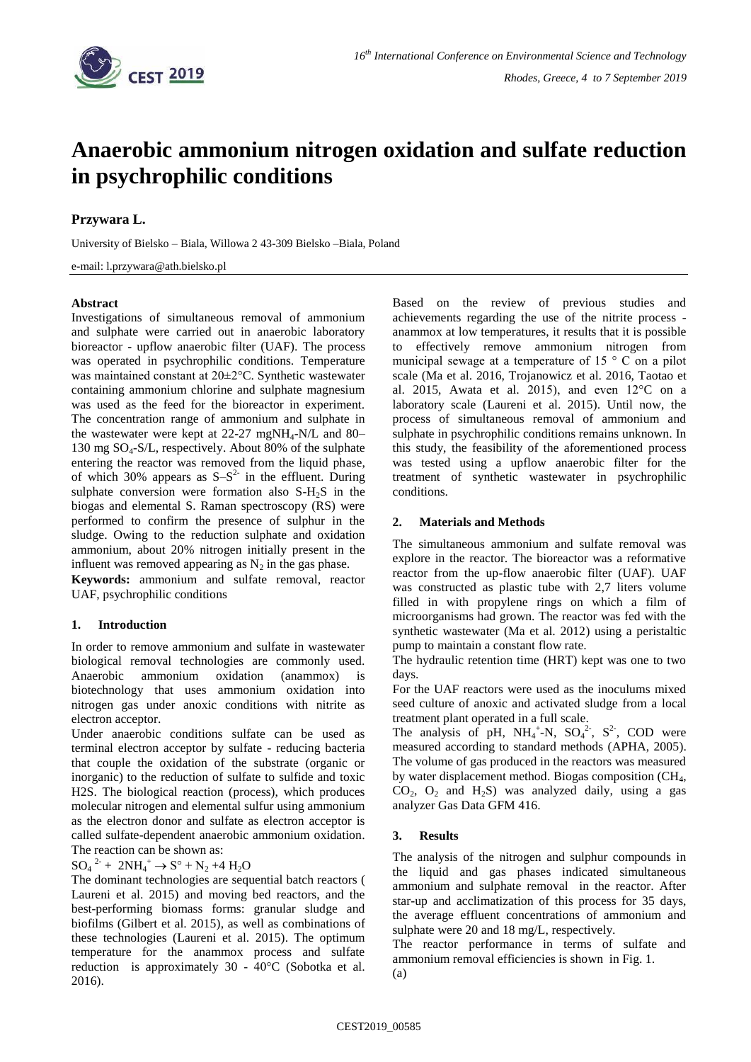# Anaerobic ammonium nitrogen oxidation and sulfate reduction in psychrophilic conditions

**Przywara L.**

University of Bielsko – Biala, Willowa 2 43-309 Bielsko –Biala, Poland

e-mail: l.przywara@ath.bielsko.pl

### Abstract

Investigations of simultaneous removal of ammonium and sulphate were carried out in anaerobic laboratory bioreactor - upflow anaerobic filter (UAF). The process was operated in psychrophilic conditions. Temperature was maintained constant at 20±2°C. Synthetic wastewater containing ammonium chlorine and sulphate magnesium was used as the feed for the bioreactor in experiment. The concentration range of ammonium and sulphate in the wastewater were kept at 22-27 mg$NH_4$-N/L and 80–130 mg $SO_4$-S/L, respectively. About 80% of the sulphate entering the reactor was removed from the liquid phase, of which 30% appears as $S$–$S^{2-}$ in the effluent. During sulphate conversion were formation also S-$H_2S$ in the biogas and elemental S. Raman spectroscopy (RS) were performed to confirm the presence of sulphur in the sludge. Owing to the reduction sulphate and oxidation ammonium, about 20% nitrogen initially present in the influent was removed appearing as $N_2$ in the gas phase.

**Keywords:** ammonium and sulfate removal, reactor UAF, psychrophilic conditions

## 1. Introduction

In order to remove ammonium and sulfate in wastewater biological removal technologies are commonly used. Anaerobic ammonium oxidation (anammox) is biotechnology that uses ammonium oxidation into nitrogen gas under anoxic conditions with nitrite as electron acceptor.

Under anaerobic conditions sulfate can be used as terminal electron acceptor by sulfate - reducing bacteria that couple the oxidation of the substrate (organic or inorganic) to the reduction of sulfate to sulfide and toxic H2S. The biological reaction (process), which produces molecular nitrogen and elemental sulfur using ammonium as the electron donor and sulfate as electron acceptor is called sulfate-dependent anaerobic ammonium oxidation. The reaction can be shown as:

$$SO_4^{2-} + 2NH_4^+ \rightarrow S^\circ + N_2 + 4\ H_2O$$

The dominant technologies are sequential batch reactors ( Laureni et al. 2015) and moving bed reactors, and the best-performing biomass forms: granular sludge and biofilms (Gilbert et al. 2015), as well as combinations of these technologies (Laureni et al. 2015). The optimum temperature for the anammox process and sulfate reduction is approximately 30 - 40°C (Sobotka et al. 2016).

Based on the review of previous studies and achievements regarding the use of the nitrite process - anammox at low temperatures, it results that it is possible to effectively remove ammonium nitrogen from municipal sewage at a temperature of 15 ° C on a pilot scale (Ma et al. 2016, Trojanowicz et al. 2016, Taotao et al. 2015, Awata et al. 2015), and even 12°C on a laboratory scale (Laureni et al. 2015). Until now, the process of simultaneous removal of ammonium and sulphate in psychrophilic conditions remains unknown. In this study, the feasibility of the aforementioned process was tested using a upflow anaerobic filter for the treatment of synthetic wastewater in psychrophilic conditions.

## 2. Materials and Methods

The simultaneous ammonium and sulfate removal was explore in the reactor. The bioreactor was a reformative reactor from the up-flow anaerobic filter (UAF). UAF was constructed as plastic tube with 2,7 liters volume filled in with propylene rings on which a film of microorganisms had grown. The reactor was fed with the synthetic wastewater (Ma et al. 2012) using a peristaltic pump to maintain a constant flow rate.

The hydraulic retention time (HRT) kept was one to two days.

For the UAF reactors were used as the inoculums mixed seed culture of anoxic and activated sludge from a local treatment plant operated in a full scale.

The analysis of pH, $NH_4^+$-N, $SO_4^{2-}$, $S^{2-}$, COD were measured according to standard methods (APHA, 2005). The volume of gas produced in the reactors was measured by water displacement method. Biogas composition ($CH_4$, $CO_2$, $O_2$ and $H_2S$) was analyzed daily, using a gas analyzer Gas Data GFM 416.

## 3. Results

The analysis of the nitrogen and sulphur compounds in the liquid and gas phases indicated simultaneous ammonium and sulphate removal in the reactor. After star-up and acclimatization of this process for 35 days, the average effluent concentrations of ammonium and sulphate were 20 and 18 mg/L, respectively.

The reactor performance in terms of sulfate and ammonium removal efficiencies is shown in Fig. 1.

(a)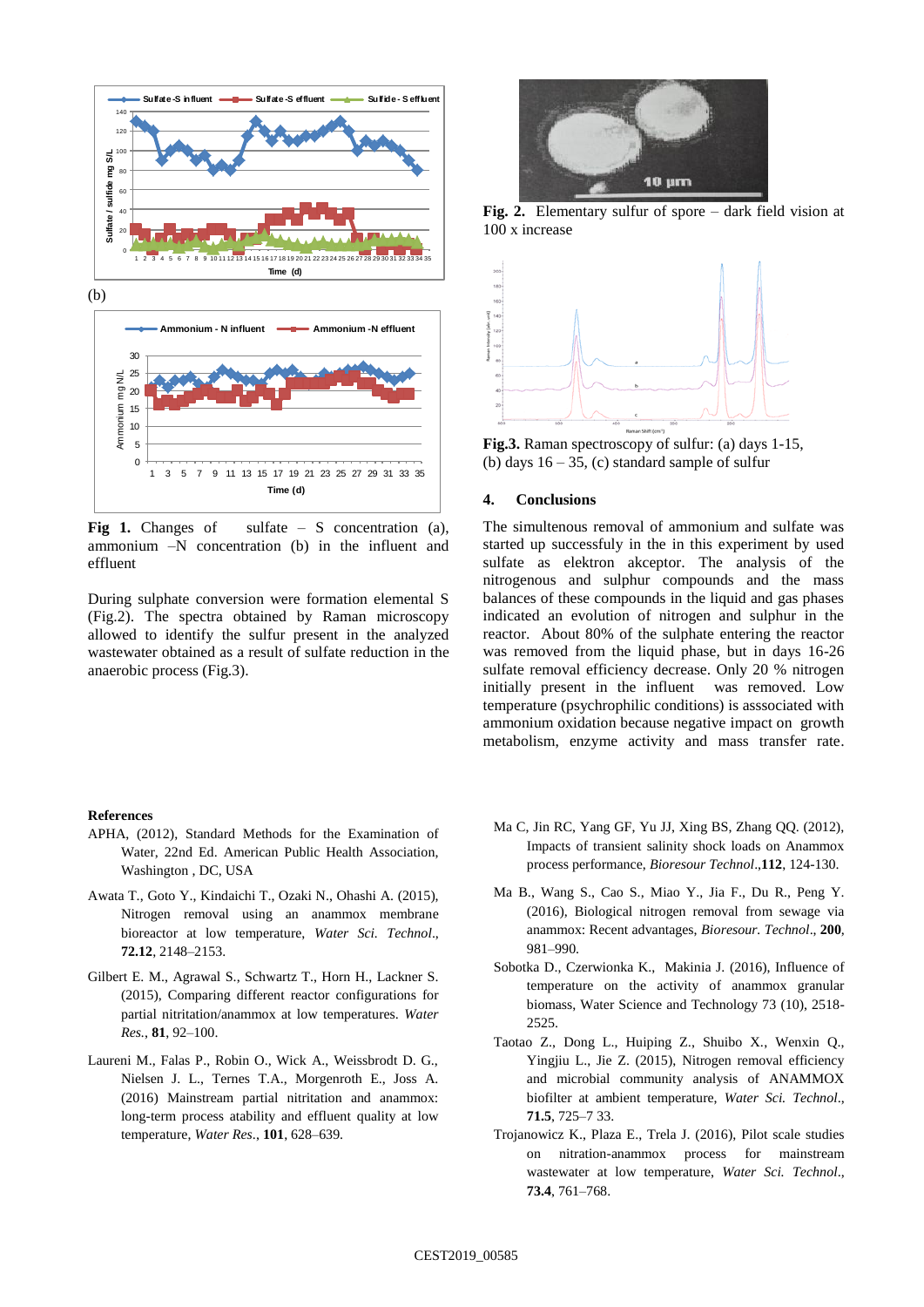Sulfate -S influent   Sulfate -S effluent   Sulfide - S effluent

Sulfate / sulfide mg S/L

0 20 40 60 80 100 120 140

1 2 3 4 5 6 7 8 9 10 11 12 13 14 15 16 17 18 19 20 21 22 23 24 25 26 27 28 29 30 31 32 33 34 35

Time (d)

(b)

Ammonium - N influent   Ammonium -N effluent

Ammonium mg N/L

0 5 10 15 20 25 30

1 3 5 7 9 11 13 15 17 19 21 23 25 27 29 31 33 35

Time (d)

**Fig 1.** Changes of sulfate – S concentration (a), ammonium –N concentration (b) in the influent and effluent

During sulphate conversion were formation elemental S (Fig.2). The spectra obtained by Raman microscopy allowed to identify the sulfur present in the analyzed wastewater obtained as a result of sulfate reduction in the anaerobic process (Fig.3).

10 µm

**Fig. 2.** Elementary sulfur of spore – dark field vision at 100 x increase

**Fig.3.** Raman spectroscopy of sulfur: (a) days 1-15, (b) days 16 – 35, (c) standard sample of sulfur

## 4. Conclusions

The simultenous removal of ammonium and sulfate was started up successfuly in the in this experiment by used sulfate as elektron akceptor. The analysis of the nitrogenous and sulphur compounds and the mass balances of these compounds in the liquid and gas phases indicated an evolution of nitrogen and sulphur in the reactor. About 80% of the sulphate entering the reactor was removed from the liquid phase, but in days 16-26 sulfate removal efficiency decrease. Only 20 % nitrogen initially present in the influent was removed. Low temperature (psychrophilic conditions) is asssociated with ammonium oxidation because negative impact on growth metabolism, enzyme activity and mass transfer rate.

**References**

APHA, (2012), Standard Methods for the Examination of Water, 22nd Ed. American Public Health Association, Washington , DC, USA

Awata T., Goto Y., Kindaichi T., Ozaki N., Ohashi A. (2015), Nitrogen removal using an anammox membrane bioreactor at low temperature, *Water Sci. Technol*., **72.12**, 2148–2153.

Gilbert E. M., Agrawal S., Schwartz T., Horn H., Lackner S. (2015), Comparing different reactor configurations for partial nitritation/anammox at low temperatures. *Water Res.*, **81**, 92–100.

Laureni M., Falas P., Robin O., Wick A., Weissbrodt D. G., Nielsen J. L., Ternes T.A., Morgenroth E., Joss A. (2016) Mainstream partial nitritation and anammox: long-term process atability and effluent quality at low temperature, *Water Res*., **101**, 628–639.

Ma C, Jin RC, Yang GF, Yu JJ, Xing BS, Zhang QQ. (2012), Impacts of transient salinity shock loads on Anammox process performance, *Bioresour Technol*.,**112**, 124-130.

Ma B., Wang S., Cao S., Miao Y., Jia F., Du R., Peng Y. (2016), Biological nitrogen removal from sewage via anammox: Recent advantages, *Bioresour. Technol*., **200**, 981–990.

Sobotka D., Czerwionka K., Makinia J. (2016), Influence of temperature on the activity of anammox granular biomass, Water Science and Technology 73 (10), 2518-2525.

Taotao Z., Dong L., Huiping Z., Shuibo X., Wenxin Q., Yingjiu L., Jie Z. (2015), Nitrogen removal efficiency and microbial community analysis of ANAMMOX biofilter at ambient temperature, *Water Sci. Technol*., **71.5**, 725–7 33.

Trojanowicz K., Plaza E., Trela J. (2016), Pilot scale studies on nitration-anammox process for mainstream wastewater at low temperature, *Water Sci. Technol*., **73.4**, 761–768.